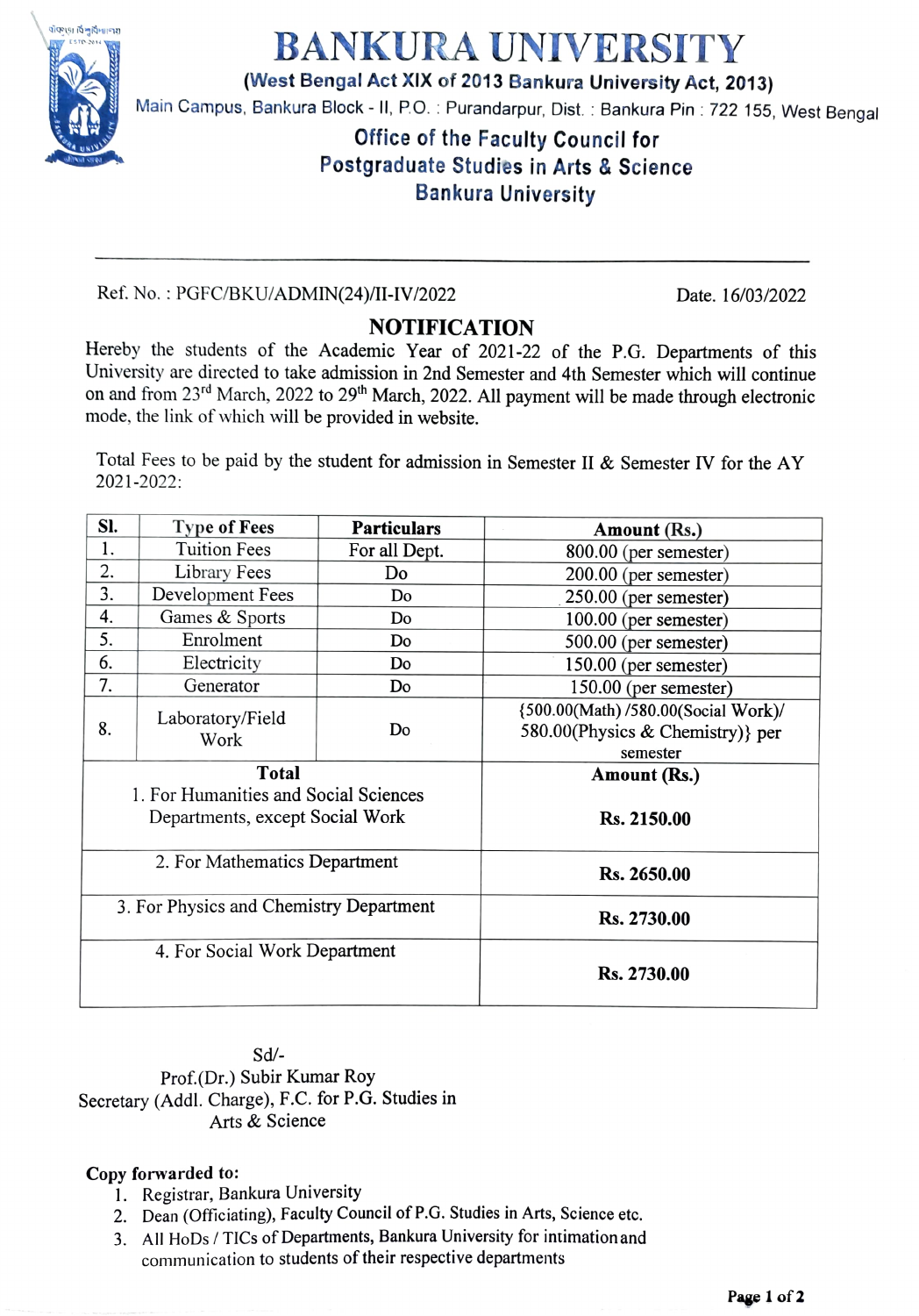# BANKURA UNIVERSITY

**(West Bengal Act XIX of 2013 Bankura University Act, 2013)**

Main Campus, Bankura Block - II, P.O. : Purandarpur, Dist. : Bankura Pin : 722 155, West Bengal

## Office of the Faculty Council for Postgraduate Studies in Arts & Science Bankura University

---

Ref. No. : PGFC/BKU/ADMIN(24)/II-IV/2022 Date. 16/03/2022

## NOTIFICATION

Hereby the students of the Academic Year of 2021-22 of the P.G. Departments of this University are directed to take admission in 2nd Semester and 4th Semester which will continue on and from 23rd March, 2022 to 29th March, 2022. All payment will be made through electronic mode, the link of which will be provided in website.

Total Fees to be paid by the student for admission in Semester II & Semester IV for the AY 2021-2022:

| Sl. | Type of Fees | Particulars | Amount (Rs.) |
|---|---|---|---|
| 1. | Tuition Fees | For all Dept. | 800.00 (per semester) |
| 2. | Library Fees | Do | 200.00 (per semester) |
| 3. | Development Fees | Do | 250.00 (per semester) |
| 4. | Games & Sports | Do | 100.00 (per semester) |
| 5. | Enrolment | Do | 500.00 (per semester) |
| 6. | Electricity | Do | 150.00 (per semester) |
| 7. | Generator | Do | 150.00 (per semester) |
| 8. | Laboratory/Field Work | Do | {500.00(Math) /580.00(Social Work)/ 580.00(Physics & Chemistry)} per semester |
| **Total** | | | **Amount (Rs.)** |
| 1. For Humanities and Social Sciences Departments, except Social Work | | | **Rs. 2150.00** |
| 2. For Mathematics Department | | | **Rs. 2650.00** |
| 3. For Physics and Chemistry Department | | | **Rs. 2730.00** |
| 4. For Social Work Department | | | **Rs. 2730.00** |

Sd/-
Prof.(Dr.) Subir Kumar Roy
Secretary (Addl. Charge), F.C. for P.G. Studies in Arts & Science

**Copy forwarded to:**

1. Registrar, Bankura University
2. Dean (Officiating), Faculty Council of P.G. Studies in Arts, Science etc.
3. All HoDs / TICs of Departments, Bankura University for intimation and communication to students of their respective departments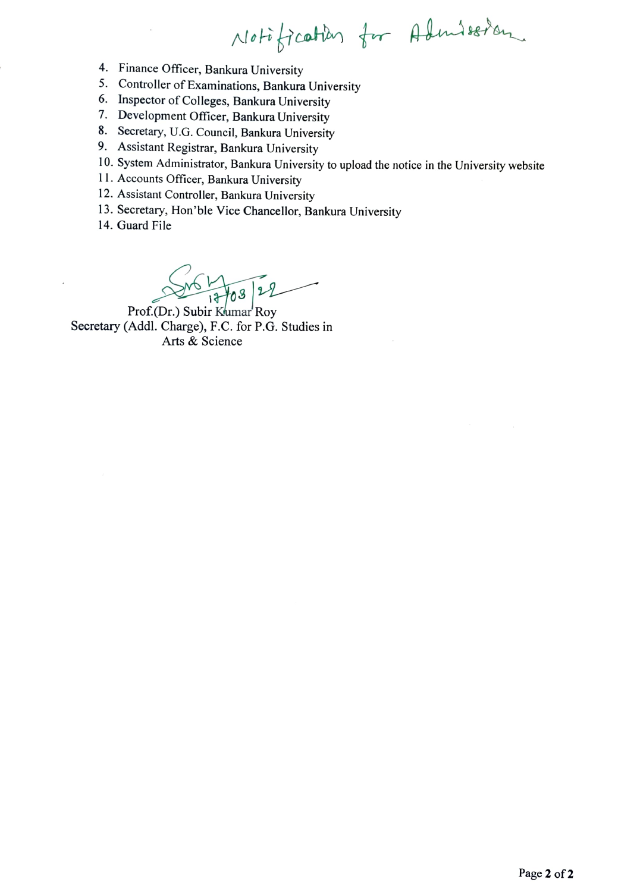Notification for Admission

4. Finance Officer, Bankura University
5. Controller of Examinations, Bankura University
6. Inspector of Colleges, Bankura University
7. Development Officer, Bankura University
8. Secretary, U.G. Council, Bankura University
9. Assistant Registrar, Bankura University
10. System Administrator, Bankura University to upload the notice in the University website
11. Accounts Officer, Bankura University
12. Assistant Controller, Bankura University
13. Secretary, Hon'ble Vice Chancellor, Bankura University
14. Guard File

17/03/22

Prof.(Dr.) Subir Kumar Roy
Secretary (Addl. Charge), F.C. for P.G. Studies in
Arts & Science